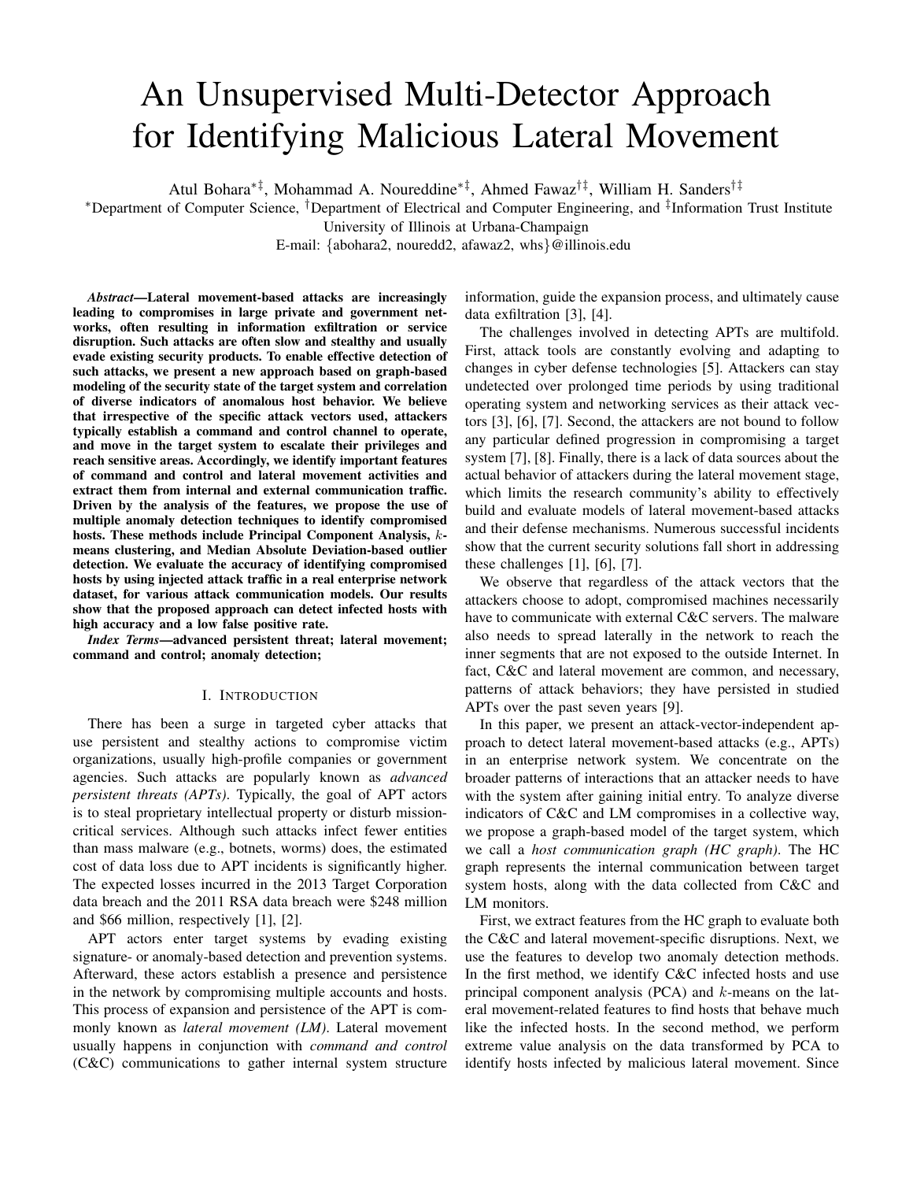# An Unsupervised Multi-Detector Approach for Identifying Malicious Lateral Movement

Atul Bohara*‡, Mohammad A. Noureddine*‡, Ahmed Fawaz†‡, William H. Sanders†‡

*Department of Computer Science, †Department of Electrical and Computer Engineering, and ‡Information Trust Institute

University of Illinois at Urbana-Champaign

E-mail: {abohara2, nouredd2, afawaz2, whs}@illinois.edu

***Abstract*—Lateral movement-based attacks are increasingly leading to compromises in large private and government networks, often resulting in information exfiltration or service disruption. Such attacks are often slow and stealthy and usually evade existing security products. To enable effective detection of such attacks, we present a new approach based on graph-based modeling of the security state of the target system and correlation of diverse indicators of anomalous host behavior. We believe that irrespective of the specific attack vectors used, attackers typically establish a command and control channel to operate, and move in the target system to escalate their privileges and reach sensitive areas. Accordingly, we identify important features of command and control and lateral movement activities and extract them from internal and external communication traffic. Driven by the analysis of the features, we propose the use of multiple anomaly detection techniques to identify compromised hosts. These methods include Principal Component Analysis, $k$-means clustering, and Median Absolute Deviation-based outlier detection. We evaluate the accuracy of identifying compromised hosts by using injected attack traffic in a real enterprise network dataset, for various attack communication models. Our results show that the proposed approach can detect infected hosts with high accuracy and a low false positive rate.**

***Index Terms*—advanced persistent threat; lateral movement; command and control; anomaly detection;**

## I. Introduction

There has been a surge in targeted cyber attacks that use persistent and stealthy actions to compromise victim organizations, usually high-profile companies or government agencies. Such attacks are popularly known as *advanced persistent threats (APTs)*. Typically, the goal of APT actors is to steal proprietary intellectual property or disturb mission-critical services. Although such attacks infect fewer entities than mass malware (e.g., botnets, worms) does, the estimated cost of data loss due to APT incidents is significantly higher. The expected losses incurred in the 2013 Target Corporation data breach and the 2011 RSA data breach were \$248 million and \$66 million, respectively [1], [2].

APT actors enter target systems by evading existing signature- or anomaly-based detection and prevention systems. Afterward, these actors establish a presence and persistence in the network by compromising multiple accounts and hosts. This process of expansion and persistence of the APT is commonly known as *lateral movement (LM)*. Lateral movement usually happens in conjunction with *command and control* (C&C) communications to gather internal system structure information, guide the expansion process, and ultimately cause data exfiltration [3], [4].

The challenges involved in detecting APTs are multifold. First, attack tools are constantly evolving and adapting to changes in cyber defense technologies [5]. Attackers can stay undetected over prolonged time periods by using traditional operating system and networking services as their attack vectors [3], [6], [7]. Second, the attackers are not bound to follow any particular defined progression in compromising a target system [7], [8]. Finally, there is a lack of data sources about the actual behavior of attackers during the lateral movement stage, which limits the research community's ability to effectively build and evaluate models of lateral movement-based attacks and their defense mechanisms. Numerous successful incidents show that the current security solutions fall short in addressing these challenges [1], [6], [7].

We observe that regardless of the attack vectors that the attackers choose to adopt, compromised machines necessarily have to communicate with external C&C servers. The malware also needs to spread laterally in the network to reach the inner segments that are not exposed to the outside Internet. In fact, C&C and lateral movement are common, and necessary, patterns of attack behaviors; they have persisted in studied APTs over the past seven years [9].

In this paper, we present an attack-vector-independent approach to detect lateral movement-based attacks (e.g., APTs) in an enterprise network system. We concentrate on the broader patterns of interactions that an attacker needs to have with the system after gaining initial entry. To analyze diverse indicators of C&C and LM compromises in a collective way, we propose a graph-based model of the target system, which we call a *host communication graph (HC graph)*. The HC graph represents the internal communication between target system hosts, along with the data collected from C&C and LM monitors.

First, we extract features from the HC graph to evaluate both the C&C and lateral movement-specific disruptions. Next, we use the features to develop two anomaly detection methods. In the first method, we identify C&C infected hosts and use principal component analysis (PCA) and $k$-means on the lateral movement-related features to find hosts that behave much like the infected hosts. In the second method, we perform extreme value analysis on the data transformed by PCA to identify hosts infected by malicious lateral movement. Since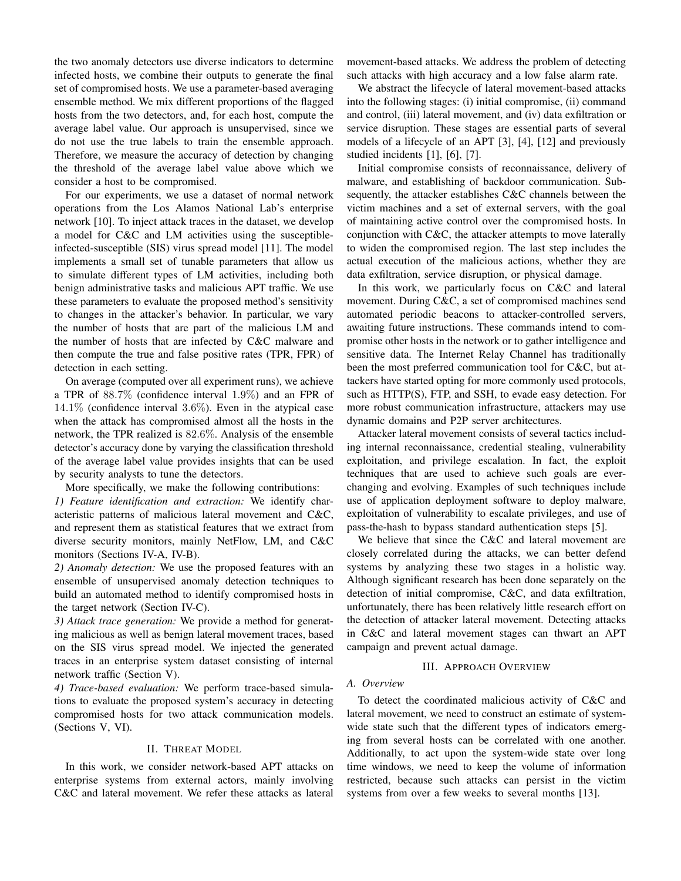the two anomaly detectors use diverse indicators to determine infected hosts, we combine their outputs to generate the final set of compromised hosts. We use a parameter-based averaging ensemble method. We mix different proportions of the flagged hosts from the two detectors, and, for each host, compute the average label value. Our approach is unsupervised, since we do not use the true labels to train the ensemble approach. Therefore, we measure the accuracy of detection by changing the threshold of the average label value above which we consider a host to be compromised.

For our experiments, we use a dataset of normal network operations from the Los Alamos National Lab's enterprise network [10]. To inject attack traces in the dataset, we develop a model for C&C and LM activities using the susceptible-infected-susceptible (SIS) virus spread model [11]. The model implements a small set of tunable parameters that allow us to simulate different types of LM activities, including both benign administrative tasks and malicious APT traffic. We use these parameters to evaluate the proposed method's sensitivity to changes in the attacker's behavior. In particular, we vary the number of hosts that are part of the malicious LM and the number of hosts that are infected by C&C malware and then compute the true and false positive rates (TPR, FPR) of detection in each setting.

On average (computed over all experiment runs), we achieve a TPR of $88.7\%$ (confidence interval $1.9\%$) and an FPR of $14.1\%$ (confidence interval $3.6\%$). Even in the atypical case when the attack has compromised almost all the hosts in the network, the TPR realized is $82.6\%$. Analysis of the ensemble detector's accuracy done by varying the classification threshold of the average label value provides insights that can be used by security analysts to tune the detectors.

More specifically, we make the following contributions:

*1) Feature identification and extraction:* We identify characteristic patterns of malicious lateral movement and C&C, and represent them as statistical features that we extract from diverse security monitors, mainly NetFlow, LM, and C&C monitors (Sections IV-A, IV-B).

*2) Anomaly detection:* We use the proposed features with an ensemble of unsupervised anomaly detection techniques to build an automated method to identify compromised hosts in the target network (Section IV-C).

*3) Attack trace generation:* We provide a method for generating malicious as well as benign lateral movement traces, based on the SIS virus spread model. We injected the generated traces in an enterprise system dataset consisting of internal network traffic (Section V).

*4) Trace-based evaluation:* We perform trace-based simulations to evaluate the proposed system's accuracy in detecting compromised hosts for two attack communication models. (Sections V, VI).

## II. Threat Model

In this work, we consider network-based APT attacks on enterprise systems from external actors, mainly involving C&C and lateral movement. We refer these attacks as lateral movement-based attacks. We address the problem of detecting such attacks with high accuracy and a low false alarm rate.

We abstract the lifecycle of lateral movement-based attacks into the following stages: (i) initial compromise, (ii) command and control, (iii) lateral movement, and (iv) data exfiltration or service disruption. These stages are essential parts of several models of a lifecycle of an APT [3], [4], [12] and previously studied incidents [1], [6], [7].

Initial compromise consists of reconnaissance, delivery of malware, and establishing of backdoor communication. Subsequently, the attacker establishes C&C channels between the victim machines and a set of external servers, with the goal of maintaining active control over the compromised hosts. In conjunction with C&C, the attacker attempts to move laterally to widen the compromised region. The last step includes the actual execution of the malicious actions, whether they are data exfiltration, service disruption, or physical damage.

In this work, we particularly focus on C&C and lateral movement. During C&C, a set of compromised machines send automated periodic beacons to attacker-controlled servers, awaiting future instructions. These commands intend to compromise other hosts in the network or to gather intelligence and sensitive data. The Internet Relay Channel has traditionally been the most preferred communication tool for C&C, but attackers have started opting for more commonly used protocols, such as HTTP(S), FTP, and SSH, to evade easy detection. For more robust communication infrastructure, attackers may use dynamic domains and P2P server architectures.

Attacker lateral movement consists of several tactics including internal reconnaissance, credential stealing, vulnerability exploitation, and privilege escalation. In fact, the exploit techniques that are used to achieve such goals are ever-changing and evolving. Examples of such techniques include use of application deployment software to deploy malware, exploitation of vulnerability to escalate privileges, and use of pass-the-hash to bypass standard authentication steps [5].

We believe that since the C&C and lateral movement are closely correlated during the attacks, we can better defend systems by analyzing these two stages in a holistic way. Although significant research has been done separately on the detection of initial compromise, C&C, and data exfiltration, unfortunately, there has been relatively little research effort on the detection of attacker lateral movement. Detecting attacks in C&C and lateral movement stages can thwart an APT campaign and prevent actual damage.

## III. Approach Overview

### A. Overview

To detect the coordinated malicious activity of C&C and lateral movement, we need to construct an estimate of system-wide state such that the different types of indicators emerging from several hosts can be correlated with one another. Additionally, to act upon the system-wide state over long time windows, we need to keep the volume of information restricted, because such attacks can persist in the victim systems from over a few weeks to several months [13].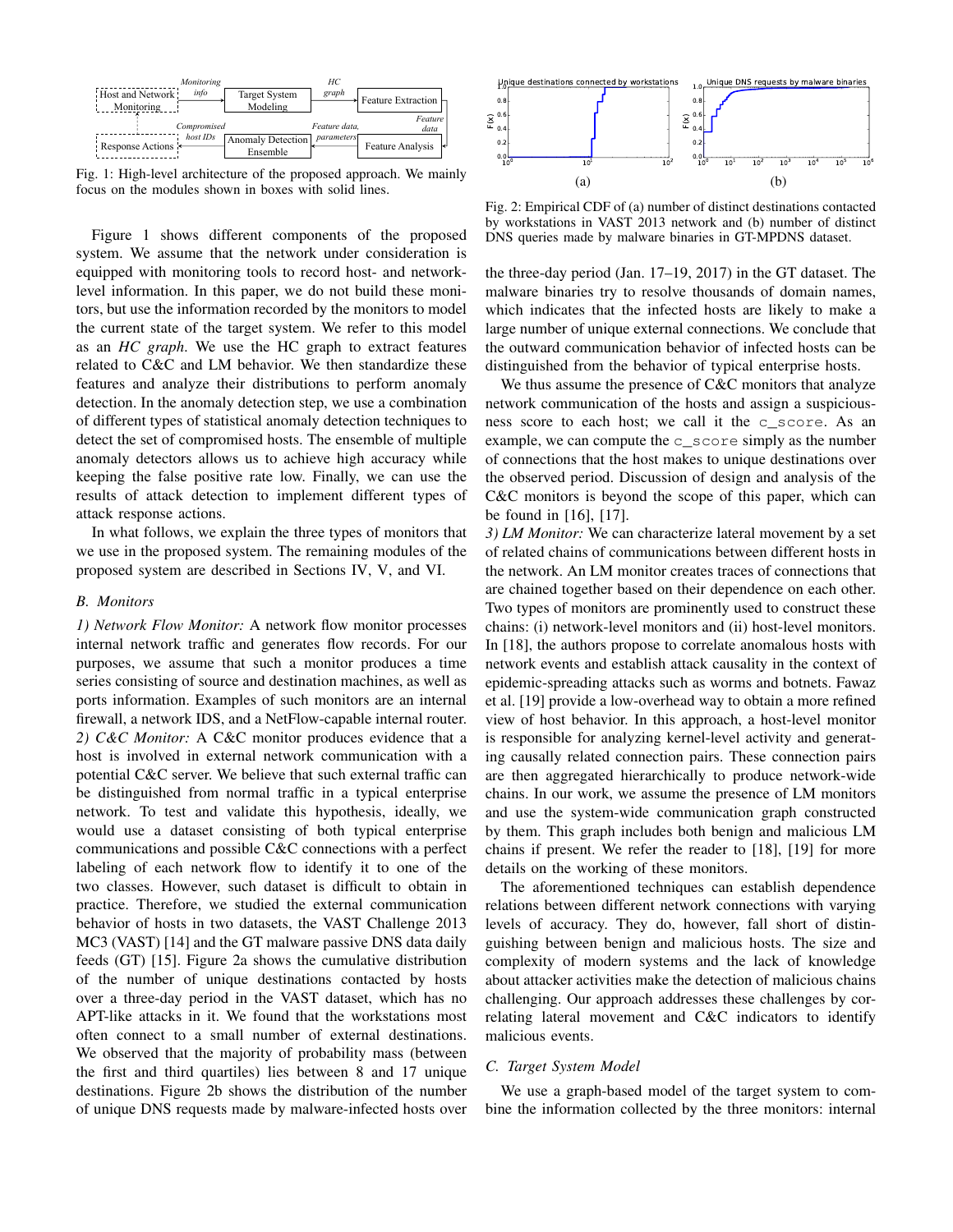Fig. 1: High-level architecture of the proposed approach. We mainly focus on the modules shown in boxes with solid lines.

Figure 1 shows different components of the proposed system. We assume that the network under consideration is equipped with monitoring tools to record host- and network-level information. In this paper, we do not build these monitors, but use the information recorded by the monitors to model the current state of the target system. We refer to this model as an *HC graph*. We use the HC graph to extract features related to C&C and LM behavior. We then standardize these features and analyze their distributions to perform anomaly detection. In the anomaly detection step, we use a combination of different types of statistical anomaly detection techniques to detect the set of compromised hosts. The ensemble of multiple anomaly detectors allows us to achieve high accuracy while keeping the false positive rate low. Finally, we can use the results of attack detection to implement different types of attack response actions.

In what follows, we explain the three types of monitors that we use in the proposed system. The remaining modules of the proposed system are described in Sections IV, V, and VI.

## B. Monitors

*1) Network Flow Monitor:* A network flow monitor processes internal network traffic and generates flow records. For our purposes, we assume that such a monitor produces a time series consisting of source and destination machines, as well as ports information. Examples of such monitors are an internal firewall, a network IDS, and a NetFlow-capable internal router.

*2) C&C Monitor:* A C&C monitor produces evidence that a host is involved in external network communication with a potential C&C server. We believe that such external traffic can be distinguished from normal traffic in a typical enterprise network. To test and validate this hypothesis, ideally, we would use a dataset consisting of both typical enterprise communications and possible C&C connections with a perfect labeling of each network flow to identify it to one of the two classes. However, such dataset is difficult to obtain in practice. Therefore, we studied the external communication behavior of hosts in two datasets, the VAST Challenge 2013 MC3 (VAST) [14] and the GT malware passive DNS data daily feeds (GT) [15]. Figure 2a shows the cumulative distribution of the number of unique destinations contacted by hosts over a three-day period in the VAST dataset, which has no APT-like attacks in it. We found that the workstations most often connect to a small number of external destinations. We observed that the majority of probability mass (between the first and third quartiles) lies between 8 and 17 unique destinations. Figure 2b shows the distribution of the number of unique DNS requests made by malware-infected hosts over the three-day period (Jan. 17–19, 2017) in the GT dataset. The malware binaries try to resolve thousands of domain names, which indicates that the infected hosts are likely to make a large number of unique external connections. We conclude that the outward communication behavior of infected hosts can be distinguished from the behavior of typical enterprise hosts.

Fig. 2: Empirical CDF of (a) number of distinct destinations contacted by workstations in VAST 2013 network and (b) number of distinct DNS queries made by malware binaries in GT-MPDNS dataset.

We thus assume the presence of C&C monitors that analyze network communication of the hosts and assign a suspiciousness score to each host; we call it the `c_score`. As an example, we can compute the `c_score` simply as the number of connections that the host makes to unique destinations over the observed period. Discussion of design and analysis of the C&C monitors is beyond the scope of this paper, which can be found in [16], [17].

*3) LM Monitor:* We can characterize lateral movement by a set of related chains of communications between different hosts in the network. An LM monitor creates traces of connections that are chained together based on their dependence on each other. Two types of monitors are prominently used to construct these chains: (i) network-level monitors and (ii) host-level monitors. In [18], the authors propose to correlate anomalous hosts with network events and establish attack causality in the context of epidemic-spreading attacks such as worms and botnets. Fawaz et al. [19] provide a low-overhead way to obtain a more refined view of host behavior. In this approach, a host-level monitor is responsible for analyzing kernel-level activity and generating causally related connection pairs. These connection pairs are then aggregated hierarchically to produce network-wide chains. In our work, we assume the presence of LM monitors and use the system-wide communication graph constructed by them. This graph includes both benign and malicious LM chains if present. We refer the reader to [18], [19] for more details on the working of these monitors.

The aforementioned techniques can establish dependence relations between different network connections with varying levels of accuracy. They do, however, fall short of distinguishing between benign and malicious hosts. The size and complexity of modern systems and the lack of knowledge about attacker activities make the detection of malicious chains challenging. Our approach addresses these challenges by correlating lateral movement and C&C indicators to identify malicious events.

## C. Target System Model

We use a graph-based model of the target system to combine the information collected by the three monitors: internal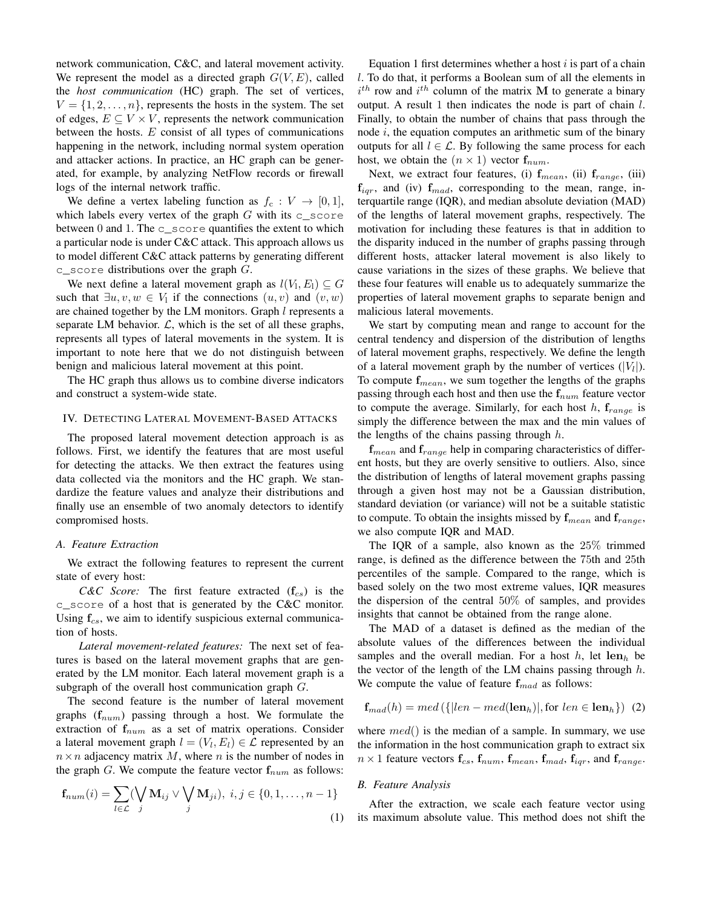network communication, C&C, and lateral movement activity. We represent the model as a directed graph $G(V, E)$, called the *host communication* (HC) graph. The set of vertices, $V = \{1, 2, \ldots, n\}$, represents the hosts in the system. The set of edges, $E \subseteq V \times V$, represents the network communication between the hosts. $E$ consist of all types of communications happening in the network, including normal system operation and attacker actions. In practice, an HC graph can be generated, for example, by analyzing NetFlow records or firewall logs of the internal network traffic.

We define a vertex labeling function as $f_c : V \to [0, 1]$, which labels every vertex of the graph $G$ with its `c_score` between 0 and 1. The `c_score` quantifies the extent to which a particular node is under C&C attack. This approach allows us to model different C&C attack patterns by generating different `c_score` distributions over the graph $G$.

We next define a lateral movement graph as $l(V_l, E_l) \subseteq G$ such that $\exists u, v, w \in V_l$ if the connections $(u, v)$ and $(v, w)$ are chained together by the LM monitors. Graph $l$ represents a separate LM behavior. $\mathcal{L}$, which is the set of all these graphs, represents all types of lateral movements in the system. It is important to note here that we do not distinguish between benign and malicious lateral movement at this point.

The HC graph thus allows us to combine diverse indicators and construct a system-wide state.

## IV. Detecting Lateral Movement-Based Attacks

The proposed lateral movement detection approach is as follows. First, we identify the features that are most useful for detecting the attacks. We then extract the features using data collected via the monitors and the HC graph. We standardize the feature values and analyze their distributions and finally use an ensemble of two anomaly detectors to identify compromised hosts.

### A. Feature Extraction

We extract the following features to represent the current state of every host:

*C&C Score:* The first feature extracted ($\mathbf{f}_{cs}$) is the `c_score` of a host that is generated by the C&C monitor. Using $\mathbf{f}_{cs}$, we aim to identify suspicious external communication of hosts.

*Lateral movement-related features:* The next set of features is based on the lateral movement graphs that are generated by the LM monitor. Each lateral movement graph is a subgraph of the overall host communication graph $G$.

The second feature is the number of lateral movement graphs ($\mathbf{f}_{num}$) passing through a host. We formulate the extraction of $\mathbf{f}_{num}$ as a set of matrix operations. Consider a lateral movement graph $l = (V_l, E_l) \in \mathcal{L}$ represented by an $n \times n$ adjacency matrix $M$, where $n$ is the number of nodes in the graph $G$. We compute the feature vector $\mathbf{f}_{num}$ as follows:

$$\mathbf{f}_{num}(i) = \sum_{l \in \mathcal{L}} (\bigvee_j \mathbf{M}_{ij} \vee \bigvee_j \mathbf{M}_{ji}),\ i, j \in \{0, 1, \ldots, n-1\} \tag{1}$$

Equation 1 first determines whether a host $i$ is part of a chain $l$. To do that, it performs a Boolean sum of all the elements in $i^{th}$ row and $i^{th}$ column of the matrix $\mathbf{M}$ to generate a binary output. A result 1 then indicates the node is part of chain $l$. Finally, to obtain the number of chains that pass through the node $i$, the equation computes an arithmetic sum of the binary outputs for all $l \in \mathcal{L}$. By following the same process for each host, we obtain the $(n \times 1)$ vector $\mathbf{f}_{num}$.

Next, we extract four features, (i) $\mathbf{f}_{mean}$, (ii) $\mathbf{f}_{range}$, (iii) $\mathbf{f}_{iqr}$, and (iv) $\mathbf{f}_{mad}$, corresponding to the mean, range, interquartile range (IQR), and median absolute deviation (MAD) of the lengths of lateral movement graphs, respectively. The motivation for including these features is that in addition to the disparity induced in the number of graphs passing through different hosts, attacker lateral movement is also likely to cause variations in the sizes of these graphs. We believe that these four features will enable us to adequately summarize the properties of lateral movement graphs to separate benign and malicious lateral movements.

We start by computing mean and range to account for the central tendency and dispersion of the distribution of lengths of lateral movement graphs, respectively. We define the length of a lateral movement graph by the number of vertices ($|V_l|$). To compute $\mathbf{f}_{mean}$, we sum together the lengths of the graphs passing through each host and then use the $\mathbf{f}_{num}$ feature vector to compute the average. Similarly, for each host $h$, $\mathbf{f}_{range}$ is simply the difference between the max and the min values of the lengths of the chains passing through $h$.

$\mathbf{f}_{mean}$ and $\mathbf{f}_{range}$ help in comparing characteristics of different hosts, but they are overly sensitive to outliers. Also, since the distribution of lengths of lateral movement graphs passing through a given host may not be a Gaussian distribution, standard deviation (or variance) will not be a suitable statistic to compute. To obtain the insights missed by $\mathbf{f}_{mean}$ and $\mathbf{f}_{range}$, we also compute IQR and MAD.

The IQR of a sample, also known as the 25% trimmed range, is defined as the difference between the 75th and 25th percentiles of the sample. Compared to the range, which is based solely on the two most extreme values, IQR measures the dispersion of the central 50% of samples, and provides insights that cannot be obtained from the range alone.

The MAD of a dataset is defined as the median of the absolute values of the differences between the individual samples and the overall median. For a host $h$, let $\mathbf{len}_h$ be the vector of the length of the LM chains passing through $h$. We compute the value of feature $\mathbf{f}_{mad}$ as follows:

$$\mathbf{f}_{mad}(h) = med\left(\{|len - med(\mathbf{len}_h)|, \text{for } len \in \mathbf{len}_h\}\right) \tag{2}$$

where $med()$ is the median of a sample. In summary, we use the information in the host communication graph to extract six $n \times 1$ feature vectors $\mathbf{f}_{cs}$, $\mathbf{f}_{num}$, $\mathbf{f}_{mean}$, $\mathbf{f}_{mad}$, $\mathbf{f}_{iqr}$, and $\mathbf{f}_{range}$.

### B. Feature Analysis

After the extraction, we scale each feature vector using its maximum absolute value. This method does not shift the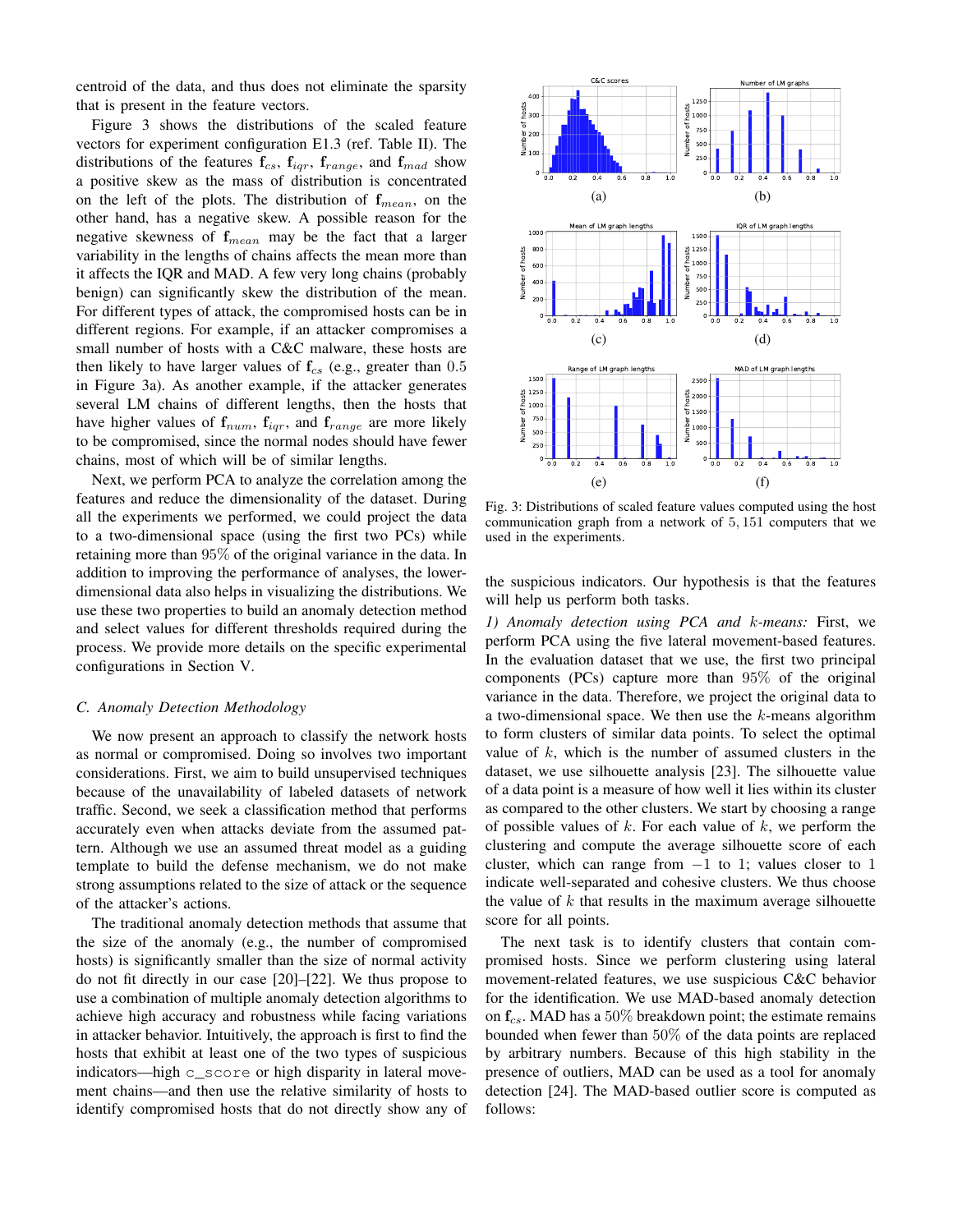centroid of the data, and thus does not eliminate the sparsity that is present in the feature vectors.

Figure 3 shows the distributions of the scaled feature vectors for experiment configuration E1.3 (ref. Table II). The distributions of the features $\mathbf{f}_{cs}$, $\mathbf{f}_{iqr}$, $\mathbf{f}_{range}$, and $\mathbf{f}_{mad}$ show a positive skew as the mass of distribution is concentrated on the left of the plots. The distribution of $\mathbf{f}_{mean}$, on the other hand, has a negative skew. A possible reason for the negative skewness of $\mathbf{f}_{mean}$ may be the fact that a larger variability in the lengths of chains affects the mean more than it affects the IQR and MAD. A few very long chains (probably benign) can significantly skew the distribution of the mean. For different types of attack, the compromised hosts can be in different regions. For example, if an attacker compromises a small number of hosts with a C&C malware, these hosts are then likely to have larger values of $\mathbf{f}_{cs}$ (e.g., greater than $0.5$ in Figure 3a). As another example, if the attacker generates several LM chains of different lengths, then the hosts that have higher values of $\mathbf{f}_{num}$, $\mathbf{f}_{iqr}$, and $\mathbf{f}_{range}$ are more likely to be compromised, since the normal nodes should have fewer chains, most of which will be of similar lengths.

Next, we perform PCA to analyze the correlation among the features and reduce the dimensionality of the dataset. During all the experiments we performed, we could project the data to a two-dimensional space (using the first two PCs) while retaining more than $95\%$ of the original variance in the data. In addition to improving the performance of analyses, the lower-dimensional data also helps in visualizing the distributions. We use these two properties to build an anomaly detection method and select values for different thresholds required during the process. We provide more details on the specific experimental configurations in Section V.

### C. Anomaly Detection Methodology

We now present an approach to classify the network hosts as normal or compromised. Doing so involves two important considerations. First, we aim to build unsupervised techniques because of the unavailability of labeled datasets of network traffic. Second, we seek a classification method that performs accurately even when attacks deviate from the assumed pattern. Although we use an assumed threat model as a guiding template to build the defense mechanism, we do not make strong assumptions related to the size of attack or the sequence of the attacker's actions.

The traditional anomaly detection methods that assume that the size of the anomaly (e.g., the number of compromised hosts) is significantly smaller than the size of normal activity do not fit directly in our case [20]–[22]. We thus propose to use a combination of multiple anomaly detection algorithms to achieve high accuracy and robustness while facing variations in attacker behavior. Intuitively, the approach is first to find the hosts that exhibit at least one of the two types of suspicious indicators—high `c_score` or high disparity in lateral movement chains—and then use the relative similarity of hosts to identify compromised hosts that do not directly show any of the suspicious indicators. Our hypothesis is that the features will help us perform both tasks.

Fig. 3: Distributions of scaled feature values computed using the host communication graph from a network of $5,151$ computers that we used in the experiments.

*1) Anomaly detection using PCA and $k$-means:* First, we perform PCA using the five lateral movement-based features. In the evaluation dataset that we use, the first two principal components (PCs) capture more than $95\%$ of the original variance in the data. Therefore, we project the original data to a two-dimensional space. We then use the $k$-means algorithm to form clusters of similar data points. To select the optimal value of $k$, which is the number of assumed clusters in the dataset, we use silhouette analysis [23]. The silhouette value of a data point is a measure of how well it lies within its cluster as compared to the other clusters. We start by choosing a range of possible values of $k$. For each value of $k$, we perform the clustering and compute the average silhouette score of each cluster, which can range from $-1$ to $1$; values closer to $1$ indicate well-separated and cohesive clusters. We thus choose the value of $k$ that results in the maximum average silhouette score for all points.

The next task is to identify clusters that contain compromised hosts. Since we perform clustering using lateral movement-related features, we use suspicious C&C behavior for the identification. We use MAD-based anomaly detection on $\mathbf{f}_{cs}$. MAD has a $50\%$ breakdown point; the estimate remains bounded when fewer than $50\%$ of the data points are replaced by arbitrary numbers. Because of this high stability in the presence of outliers, MAD can be used as a tool for anomaly detection [24]. The MAD-based outlier score is computed as follows: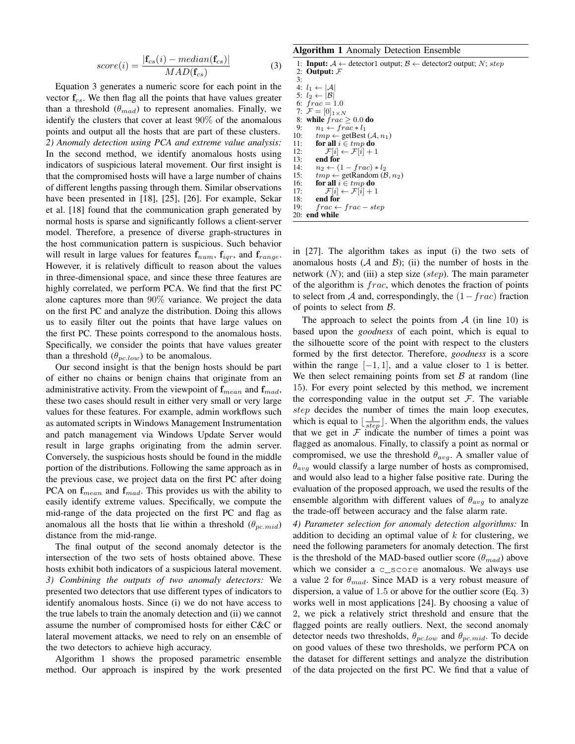$$score(i) = \frac{|\mathbf{f}_{cs}(i) - median(\mathbf{f}_{cs})|}{MAD(\mathbf{f}_{cs})} \quad (3)$$

Equation 3 generates a numeric score for each point in the vector $\mathbf{f}_{cs}$. We then flag all the points that have values greater than a threshold ($\theta_{mad}$) to represent anomalies. Finally, we identify the clusters that cover at least $90\%$ of the anomalous points and output all the hosts that are part of these clusters.

*2) Anomaly detection using PCA and extreme value analysis:* In the second method, we identify anomalous hosts using indicators of suspicious lateral movement. Our first insight is that the compromised hosts will have a large number of chains of different lengths passing through them. Similar observations have been presented in [18], [25], [26]. For example, Sekar et al. [18] found that the communication graph generated by normal hosts is sparse and significantly follows a client-server model. Therefore, a presence of diverse graph-structures in the host communication pattern is suspicious. Such behavior will result in large values for features $\mathbf{f}_{num}$, $\mathbf{f}_{iqr}$, and $\mathbf{f}_{range}$. However, it is relatively difficult to reason about the values in three-dimensional space, and since these three features are highly correlated, we perform PCA. We find that the first PC alone captures more than $90\%$ variance. We project the data on the first PC and analyze the distribution. Doing this allows us to easily filter out the points that have large values on the first PC. These points correspond to the anomalous hosts. Specifically, we consider the points that have values greater than a threshold ($\theta_{pc.low}$) to be anomalous.

Our second insight is that the benign hosts should be part of either no chains or benign chains that originate from an administrative activity. From the viewpoint of $\mathbf{f}_{mean}$ and $\mathbf{f}_{mad}$, these two cases should result in either very small or very large values for these features. For example, admin workflows such as automated scripts in Windows Management Instrumentation and patch management via Windows Update Server would result in large graphs originating from the admin server. Conversely, the suspicious hosts should be found in the middle portion of the distributions. Following the same approach as in the previous case, we project data on the first PC after doing PCA on $\mathbf{f}_{mean}$ and $\mathbf{f}_{mad}$. This provides us with the ability to easily identify extreme values. Specifically, we compute the mid-range of the data projected on the first PC and flag as anomalous all the hosts that lie within a threshold ($\theta_{pc.mid}$) distance from the mid-range.

The final output of the second anomaly detector is the intersection of the two sets of hosts obtained above. These hosts exhibit both indicators of a suspicious lateral movement.

*3) Combining the outputs of two anomaly detectors:* We presented two detectors that use different types of indicators to identify anomalous hosts. Since (i) we do not have access to the true labels to train the anomaly detection and (ii) we cannot assume the number of compromised hosts for either C&C or lateral movement attacks, we need to rely on an ensemble of the two detectors to achieve high accuracy.

Algorithm 1 shows the proposed parametric ensemble method. Our approach is inspired by the work presented in [27]. The algorithm takes as input (i) the two sets of anomalous hosts ($\mathcal{A}$ and $\mathcal{B}$); (ii) the number of hosts in the network ($N$); and (iii) a step size ($step$). The main parameter of the algorithm is $frac$, which denotes the fraction of points to select from $\mathcal{A}$ and, correspondingly, the $(1 - frac)$ fraction of points to select from $\mathcal{B}$.

**Algorithm 1** Anomaly Detection Ensemble

```
1: Input: A ← detector1 output; B ← detector2 output; N; step
2: Output: F
3:
4: l1 ← |A|
5: l2 ← |B|
6: frac = 1.0
7: F = [0]_{1×N}
8: while frac ≥ 0.0 do
9:     n1 ← frac * l1
10:    tmp ← getBest (A, n1)
11:    for all i ∈ tmp do
12:        F[i] ← F[i] + 1
13:    end for
14:    n2 ← (1 − frac) * l2
15:    tmp ← getRandom (B, n2)
16:    for all i ∈ tmp do
17:        F[i] ← F[i] + 1
18:    end for
19:    frac ← frac − step
20: end while
```

The approach to select the points from $\mathcal{A}$ (in line 10) is based upon the *goodness* of each point, which is equal to the silhouette score of the point with respect to the clusters formed by the first detector. Therefore, *goodness* is a score within the range $[-1, 1]$, and a value closer to 1 is better. We then select remaining points from set $\mathcal{B}$ at random (line 15). For every point selected by this method, we increment the corresponding value in the output set $\mathcal{F}$. The variable $step$ decides the number of times the main loop executes, which is equal to $\lfloor \frac{1}{step} \rfloor$. When the algorithm ends, the values that we get in $\mathcal{F}$ indicate the number of times a point was flagged as anomalous. Finally, to classify a point as normal or compromised, we use the threshold $\theta_{avg}$. A smaller value of $\theta_{avg}$ would classify a large number of hosts as compromised, and would also lead to a higher false positive rate. During the evaluation of the proposed approach, we used the results of the ensemble algorithm with different values of $\theta_{avg}$ to analyze the trade-off between accuracy and the false alarm rate.

*4) Parameter selection for anomaly detection algorithms:* In addition to deciding an optimal value of $k$ for clustering, we need the following parameters for anomaly detection. The first is the threshold of the MAD-based outlier score ($\theta_{mad}$) above which we consider a `c_score` anomalous. We always use a value 2 for $\theta_{mad}$. Since MAD is a very robust measure of dispersion, a value of 1.5 or above for the outlier score (Eq. 3) works well in most applications [24]. By choosing a value of 2, we pick a relatively strict threshold and ensure that the flagged points are really outliers. Next, the second anomaly detector needs two thresholds, $\theta_{pc.low}$ and $\theta_{pc.mid}$. To decide on good values of these two thresholds, we perform PCA on the dataset for different settings and analyze the distribution of the data projected on the first PC. We find that a value of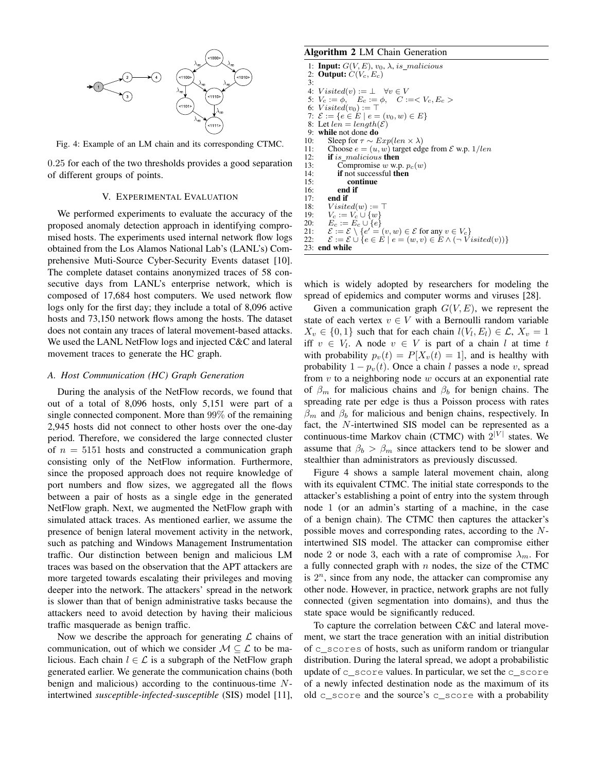Fig. 4: Example of an LM chain and its corresponding CTMC.

0.25 for each of the two thresholds provides a good separation of different groups of points.

## V. Experimental Evaluation

We performed experiments to evaluate the accuracy of the proposed anomaly detection approach in identifying compromised hosts. The experiments used internal network flow logs obtained from the Los Alamos National Lab's (LANL's) Comprehensive Muti-Source Cyber-Security Events dataset [10]. The complete dataset contains anonymized traces of 58 consecutive days from LANL's enterprise network, which is composed of 17,684 host computers. We used network flow logs only for the first day; they include a total of 8,096 active hosts and 73,150 network flows among the hosts. The dataset does not contain any traces of lateral movement-based attacks. We used the LANL NetFlow logs and injected C&C and lateral movement traces to generate the HC graph.

### A. Host Communication (HC) Graph Generation

During the analysis of the NetFlow records, we found that out of a total of 8,096 hosts, only 5,151 were part of a single connected component. More than 99% of the remaining 2,945 hosts did not connect to other hosts over the one-day period. Therefore, we considered the large connected cluster of $n = 5151$ hosts and constructed a communication graph consisting only of the NetFlow information. Furthermore, since the proposed approach does not require knowledge of port numbers and flow sizes, we aggregated all the flows between a pair of hosts as a single edge in the generated NetFlow graph. Next, we augmented the NetFlow graph with simulated attack traces. As mentioned earlier, we assume the presence of benign lateral movement activity in the network, such as patching and Windows Management Instrumentation traffic. Our distinction between benign and malicious LM traces was based on the observation that the APT attackers are more targeted towards escalating their privileges and moving deeper into the network. The attackers' spread in the network is slower than that of benign administrative tasks because the attackers need to avoid detection by having their malicious traffic masquerade as benign traffic.

Now we describe the approach for generating $\mathcal{L}$ chains of communication, out of which we consider $\mathcal{M} \subseteq \mathcal{L}$ to be malicious. Each chain $l \in \mathcal{L}$ is a subgraph of the NetFlow graph generated earlier. We generate the communication chains (both benign and malicious) according to the continuous-time $N$-intertwined *susceptible-infected-susceptible* (SIS) model [11], which is widely adopted by researchers for modeling the spread of epidemics and computer worms and viruses [28].

**Algorithm 2** LM Chain Generation

```
1: Input: G(V,E), v_0, λ, is_malicious
2: Output: C(V_c, E_c)
3:
4: Visited(v) := ⊥   ∀v ∈ V
5: V_c := φ,   E_c := φ,   C :=< V_c, E_c >
6: Visited(v_0) := ⊤
7: 𝓔 := {e ∈ E | e = (v_0, w) ∈ E}
8: Let len = length(𝓔)
9: while not done do
10:     Sleep for τ ~ Exp(len × λ)
11:     Choose e = (u, w) target edge from 𝓔 w.p. 1/len
12:     if is_malicious then
13:         Compromise w w.p. p_c(w)
14:         if not successful then
15:             continue
16:         end if
17:     end if
18:     Visited(w) := ⊤
19:     V_c := V_c ∪ {w}
20:     E_c := E_c ∪ {e}
21:     𝓔 := 𝓔 \ {e' = (v, w) ∈ 𝓔 for any v ∈ V_c}
22:     𝓔 := 𝓔 ∪ {e ∈ E | e = (w, v) ∈ E ∧ (¬ Visited(v))}
23: end while
```

Given a communication graph $G(V, E)$, we represent the state of each vertex $v \in V$ with a Bernoulli random variable $X_v \in \{0, 1\}$ such that for each chain $l(V_l, E_l) \in \mathcal{L}$, $X_v = 1$ iff $v \in V_l$. A node $v \in V$ is part of a chain $l$ at time $t$ with probability $p_v(t) = P[X_v(t) = 1]$, and is healthy with probability $1 - p_v(t)$. Once a chain $l$ passes a node $v$, spread from $v$ to a neighboring node $w$ occurs at an exponential rate of $\beta_m$ for malicious chains and $\beta_b$ for benign chains. The spreading rate per edge is thus a Poisson process with rates $\beta_m$ and $\beta_b$ for malicious and benign chains, respectively. In fact, the $N$-intertwined SIS model can be represented as a continuous-time Markov chain (CTMC) with $2^{|V|}$ states. We assume that $\beta_b > \beta_m$ since attackers tend to be slower and stealthier than administrators as previously discussed.

Figure 4 shows a sample lateral movement chain, along with its equivalent CTMC. The initial state corresponds to the attacker's establishing a point of entry into the system through node 1 (or an admin's starting of a machine, in the case of a benign chain). The CTMC then captures the attacker's possible moves and corresponding rates, according to the $N$-intertwined SIS model. The attacker can compromise either node 2 or node 3, each with a rate of compromise $\lambda_m$. For a fully connected graph with $n$ nodes, the size of the CTMC is $2^n$, since from any node, the attacker can compromise any other node. However, in practice, network graphs are not fully connected (given segmentation into domains), and thus the state space would be significantly reduced.

To capture the correlation between C&C and lateral movement, we start the trace generation with an initial distribution of `c_scores` of hosts, such as uniform random or triangular distribution. During the lateral spread, we adopt a probabilistic update of `c_score` values. In particular, we set the `c_score` of a newly infected destination node as the maximum of its old `c_score` and the source's `c_score` with a probability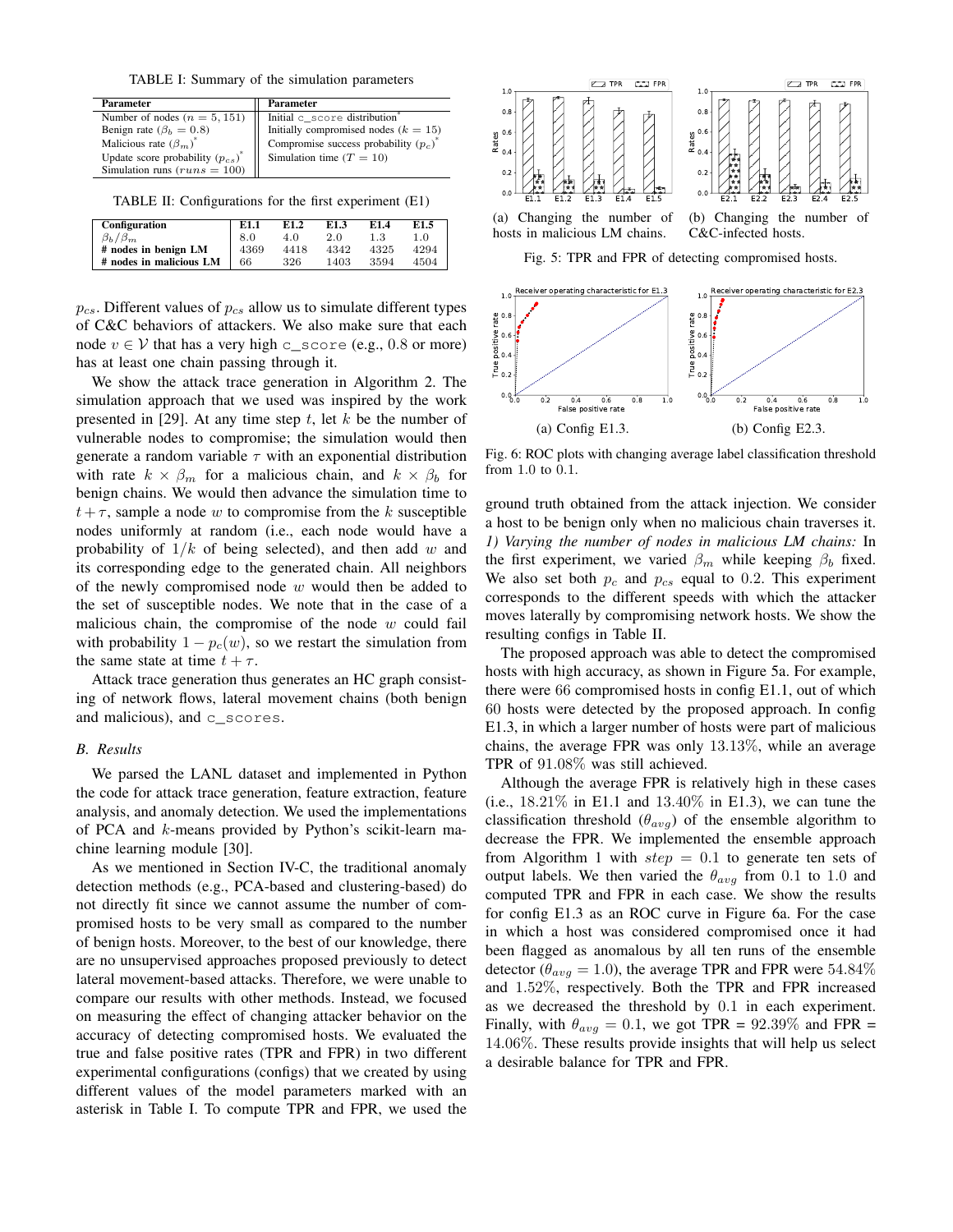TABLE I: Summary of the simulation parameters

| Parameter | Parameter |
|---|---|
| Number of nodes ($n = 5,151$) | Initial c_score distribution* |
| Benign rate ($\beta_b = 0.8$) | Initially compromised nodes ($k = 15$) |
| Malicious rate ($\beta_m$)* | Compromise success probability ($p_c$)* |
| Update score probability ($p_{cs}$)* | Simulation time ($T = 10$) |
| Simulation runs ($runs = 100$) | |

TABLE II: Configurations for the first experiment (E1)

| Configuration | E1.1 | E1.2 | E1.3 | E1.4 | E1.5 |
|---|---|---|---|---|---|
| $\beta_b/\beta_m$ | 8.0 | 4.0 | 2.0 | 1.3 | 1.0 |
| # nodes in benign LM | 4369 | 4418 | 4342 | 4325 | 4294 |
| # nodes in malicious LM | 66 | 326 | 1403 | 3594 | 4504 |

$p_{cs}$. Different values of $p_{cs}$ allow us to simulate different types of C&C behaviors of attackers. We also make sure that each node $v \in \mathcal{V}$ that has a very high c_score (e.g., 0.8 or more) has at least one chain passing through it.

We show the attack trace generation in Algorithm 2. The simulation approach that we used was inspired by the work presented in [29]. At any time step $t$, let $k$ be the number of vulnerable nodes to compromise; the simulation would then generate a random variable $\tau$ with an exponential distribution with rate $k \times \beta_m$ for a malicious chain, and $k \times \beta_b$ for benign chains. We would then advance the simulation time to $t + \tau$, sample a node $w$ to compromise from the $k$ susceptible nodes uniformly at random (i.e., each node would have a probability of $1/k$ of being selected), and then add $w$ and its corresponding edge to the generated chain. All neighbors of the newly compromised node $w$ would then be added to the set of susceptible nodes. We note that in the case of a malicious chain, the compromise of the node $w$ could fail with probability $1 - p_c(w)$, so we restart the simulation from the same state at time $t + \tau$.

Attack trace generation thus generates an HC graph consisting of network flows, lateral movement chains (both benign and malicious), and c_scores.

### *B. Results*

We parsed the LANL dataset and implemented in Python the code for attack trace generation, feature extraction, feature analysis, and anomaly detection. We used the implementations of PCA and $k$-means provided by Python's scikit-learn machine learning module [30].

As we mentioned in Section IV-C, the traditional anomaly detection methods (e.g., PCA-based and clustering-based) do not directly fit since we cannot assume the number of compromised hosts to be very small as compared to the number of benign hosts. Moreover, to the best of our knowledge, there are no unsupervised approaches proposed previously to detect lateral movement-based attacks. Therefore, we were unable to compare our results with other methods. Instead, we focused on measuring the effect of changing attacker behavior on the accuracy of detecting compromised hosts. We evaluated the true and false positive rates (TPR and FPR) in two different experimental configurations (configs) that we created by using different values of the model parameters marked with an asterisk in Table I. To compute TPR and FPR, we used the ground truth obtained from the attack injection. We consider a host to be benign only when no malicious chain traverses it.

(a) Changing the number of hosts in malicious LM chains. (b) Changing the number of C&C-infected hosts.

Fig. 5: TPR and FPR of detecting compromised hosts.

(a) Config E1.3. (b) Config E2.3.

Fig. 6: ROC plots with changing average label classification threshold from 1.0 to 0.1.

*1) Varying the number of nodes in malicious LM chains:* In the first experiment, we varied $\beta_m$ while keeping $\beta_b$ fixed. We also set both $p_c$ and $p_{cs}$ equal to 0.2. This experiment corresponds to the different speeds with which the attacker moves laterally by compromising network hosts. We show the resulting configs in Table II.

The proposed approach was able to detect the compromised hosts with high accuracy, as shown in Figure 5a. For example, there were 66 compromised hosts in config E1.1, out of which 60 hosts were detected by the proposed approach. In config E1.3, in which a larger number of hosts were part of malicious chains, the average FPR was only 13.13%, while an average TPR of 91.08% was still achieved.

Although the average FPR is relatively high in these cases (i.e., 18.21% in E1.1 and 13.40% in E1.3), we can tune the classification threshold ($\theta_{avg}$) of the ensemble algorithm to decrease the FPR. We implemented the ensemble approach from Algorithm 1 with $step = 0.1$ to generate ten sets of output labels. We then varied the $\theta_{avg}$ from 0.1 to 1.0 and computed TPR and FPR in each case. We show the results for config E1.3 as an ROC curve in Figure 6a. For the case in which a host was considered compromised once it had been flagged as anomalous by all ten runs of the ensemble detector ($\theta_{avg} = 1.0$), the average TPR and FPR were 54.84% and 1.52%, respectively. Both the TPR and FPR increased as we decreased the threshold by 0.1 in each experiment. Finally, with $\theta_{avg} = 0.1$, we got TPR = 92.39% and FPR = 14.06%. These results provide insights that will help us select a desirable balance for TPR and FPR.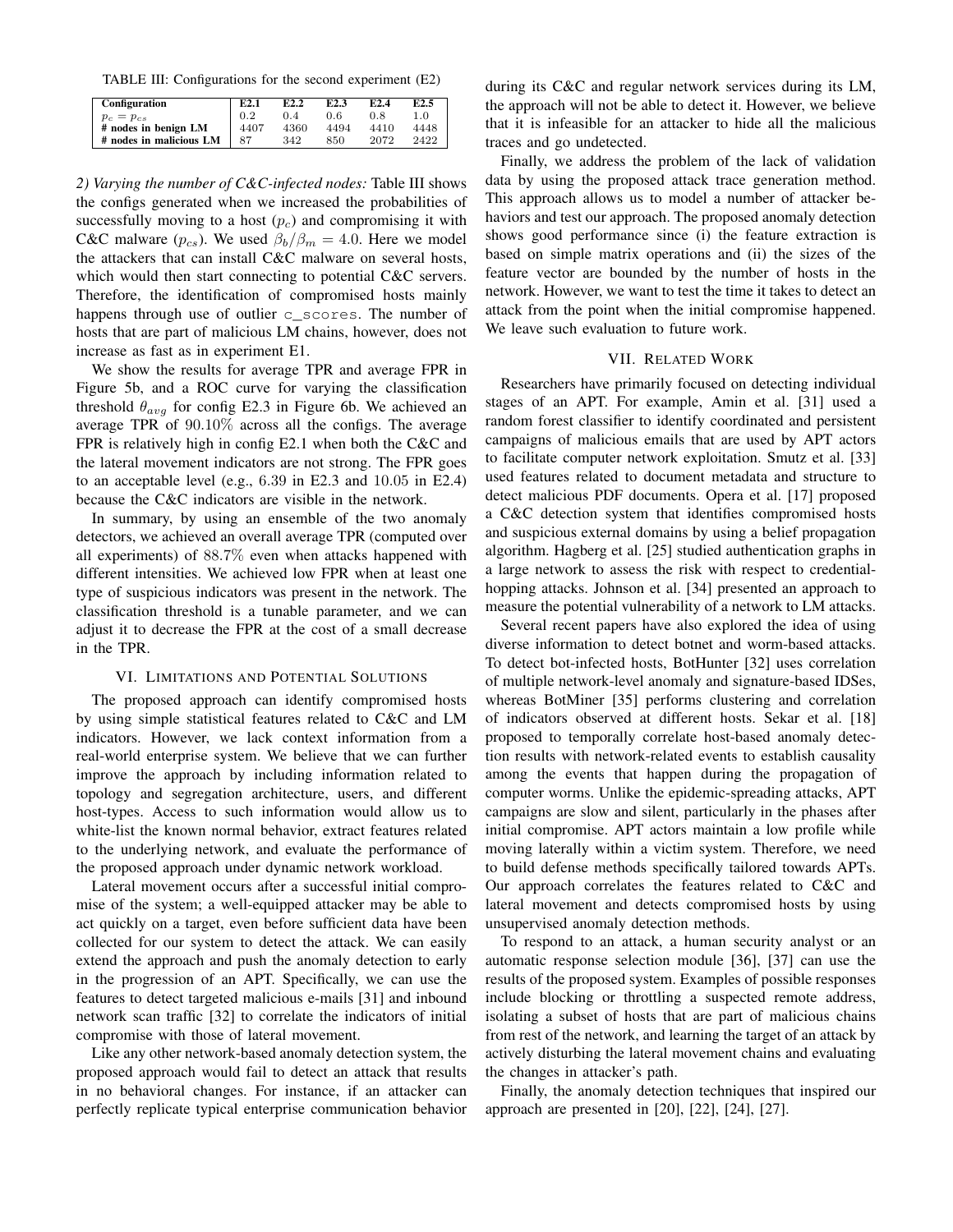TABLE III: Configurations for the second experiment (E2)

| Configuration | E2.1 | E2.2 | E2.3 | E2.4 | E2.5 |
|---|---|---|---|---|---|
| $p_c = p_{cs}$ | 0.2 | 0.4 | 0.6 | 0.8 | 1.0 |
| # nodes in benign LM | 4407 | 4360 | 4494 | 4410 | 4448 |
| # nodes in malicious LM | 87 | 342 | 850 | 2072 | 2422 |

*2) Varying the number of C&C-infected nodes:* Table III shows the configs generated when we increased the probabilities of successfully moving to a host ($p_c$) and compromising it with C&C malware ($p_{cs}$). We used $\beta_b/\beta_m = 4.0$. Here we model the attackers that can install C&C malware on several hosts, which would then start connecting to potential C&C servers. Therefore, the identification of compromised hosts mainly happens through use of outlier `c_scores`. The number of hosts that are part of malicious LM chains, however, does not increase as fast as in experiment E1.

We show the results for average TPR and average FPR in Figure 5b, and a ROC curve for varying the classification threshold $\theta_{avg}$ for config E2.3 in Figure 6b. We achieved an average TPR of $90.10\%$ across all the configs. The average FPR is relatively high in config E2.1 when both the C&C and the lateral movement indicators are not strong. The FPR goes to an acceptable level (e.g., $6.39$ in E2.3 and $10.05$ in E2.4) because the C&C indicators are visible in the network.

In summary, by using an ensemble of the two anomaly detectors, we achieved an overall average TPR (computed over all experiments) of $88.7\%$ even when attacks happened with different intensities. We achieved low FPR when at least one type of suspicious indicators was present in the network. The classification threshold is a tunable parameter, and we can adjust it to decrease the FPR at the cost of a small decrease in the TPR.

## VI. Limitations and Potential Solutions

The proposed approach can identify compromised hosts by using simple statistical features related to C&C and LM indicators. However, we lack context information from a real-world enterprise system. We believe that we can further improve the approach by including information related to topology and segregation architecture, users, and different host-types. Access to such information would allow us to white-list the known normal behavior, extract features related to the underlying network, and evaluate the performance of the proposed approach under dynamic network workload.

Lateral movement occurs after a successful initial compromise of the system; a well-equipped attacker may be able to act quickly on a target, even before sufficient data have been collected for our system to detect the attack. We can easily extend the approach and push the anomaly detection to early in the progression of an APT. Specifically, we can use the features to detect targeted malicious e-mails [31] and inbound network scan traffic [32] to correlate the indicators of initial compromise with those of lateral movement.

Like any other network-based anomaly detection system, the proposed approach would fail to detect an attack that results in no behavioral changes. For instance, if an attacker can perfectly replicate typical enterprise communication behavior during its C&C and regular network services during its LM, the approach will not be able to detect it. However, we believe that it is infeasible for an attacker to hide all the malicious traces and go undetected.

Finally, we address the problem of the lack of validation data by using the proposed attack trace generation method. This approach allows us to model a number of attacker behaviors and test our approach. The proposed anomaly detection shows good performance since (i) the feature extraction is based on simple matrix operations and (ii) the sizes of the feature vector are bounded by the number of hosts in the network. However, we want to test the time it takes to detect an attack from the point when the initial compromise happened. We leave such evaluation to future work.

## VII. Related Work

Researchers have primarily focused on detecting individual stages of an APT. For example, Amin et al. [31] used a random forest classifier to identify coordinated and persistent campaigns of malicious emails that are used by APT actors to facilitate computer network exploitation. Smutz et al. [33] used features related to document metadata and structure to detect malicious PDF documents. Opera et al. [17] proposed a C&C detection system that identifies compromised hosts and suspicious external domains by using a belief propagation algorithm. Hagberg et al. [25] studied authentication graphs in a large network to assess the risk with respect to credential-hopping attacks. Johnson et al. [34] presented an approach to measure the potential vulnerability of a network to LM attacks.

Several recent papers have also explored the idea of using diverse information to detect botnet and worm-based attacks. To detect bot-infected hosts, BotHunter [32] uses correlation of multiple network-level anomaly and signature-based IDSes, whereas BotMiner [35] performs clustering and correlation of indicators observed at different hosts. Sekar et al. [18] proposed to temporally correlate host-based anomaly detection results with network-related events to establish causality among the events that happen during the propagation of computer worms. Unlike the epidemic-spreading attacks, APT campaigns are slow and silent, particularly in the phases after initial compromise. APT actors maintain a low profile while moving laterally within a victim system. Therefore, we need to build defense methods specifically tailored towards APTs. Our approach correlates the features related to C&C and lateral movement and detects compromised hosts by using unsupervised anomaly detection methods.

To respond to an attack, a human security analyst or an automatic response selection module [36], [37] can use the results of the proposed system. Examples of possible responses include blocking or throttling a suspected remote address, isolating a subset of hosts that are part of malicious chains from rest of the network, and learning the target of an attack by actively disturbing the lateral movement chains and evaluating the changes in attacker's path.

Finally, the anomaly detection techniques that inspired our approach are presented in [20], [22], [24], [27].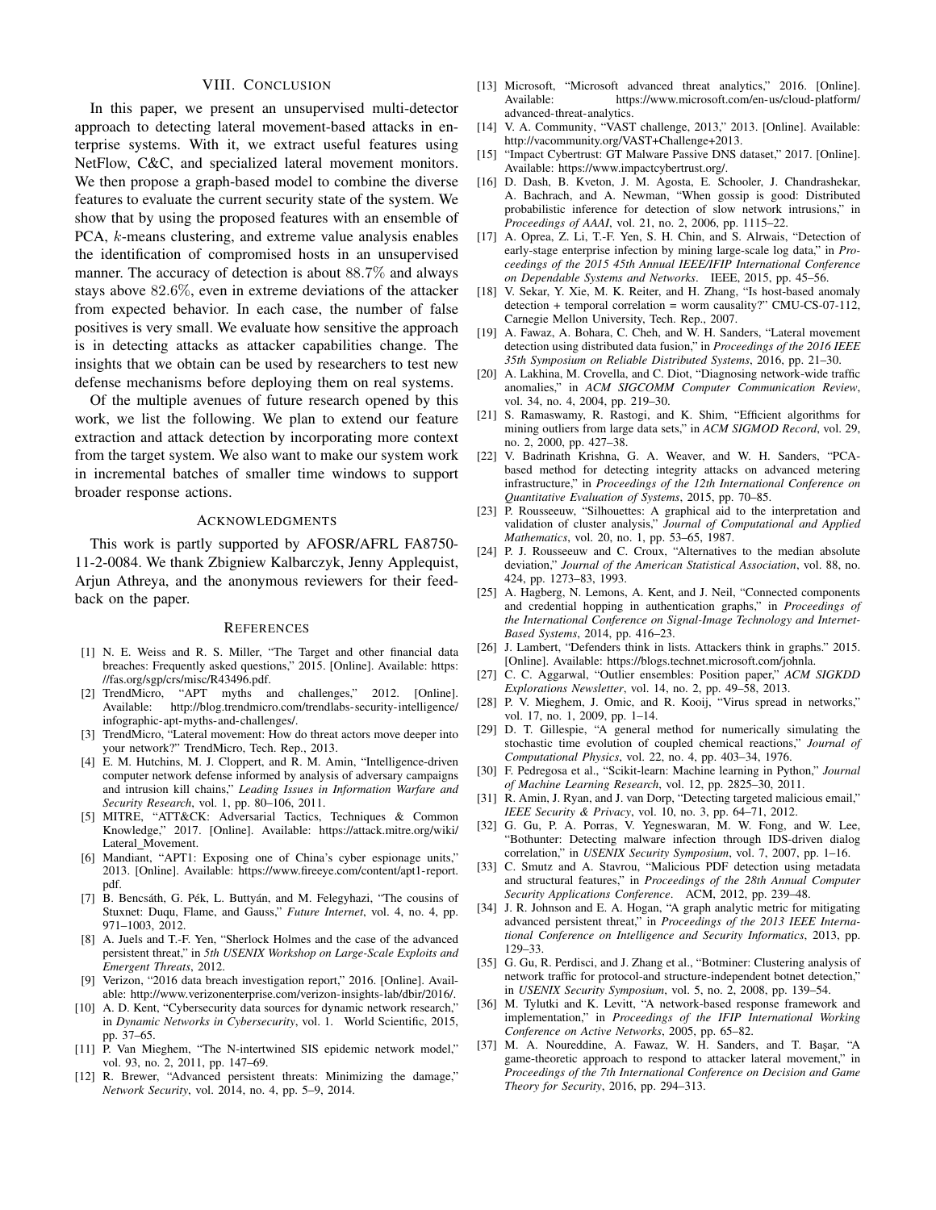## VIII. Conclusion

In this paper, we present an unsupervised multi-detector approach to detecting lateral movement-based attacks in enterprise systems. With it, we extract useful features using NetFlow, C&C, and specialized lateral movement monitors. We then propose a graph-based model to combine the diverse features to evaluate the current security state of the system. We show that by using the proposed features with an ensemble of PCA, $k$-means clustering, and extreme value analysis enables the identification of compromised hosts in an unsupervised manner. The accuracy of detection is about 88.7% and always stays above 82.6%, even in extreme deviations of the attacker from expected behavior. In each case, the number of false positives is very small. We evaluate how sensitive the approach is in detecting attacks as attacker capabilities change. The insights that we obtain can be used by researchers to test new defense mechanisms before deploying them on real systems.

Of the multiple avenues of future research opened by this work, we list the following. We plan to extend our feature extraction and attack detection by incorporating more context from the target system. We also want to make our system work in incremental batches of smaller time windows to support broader response actions.

## Acknowledgments

This work is partly supported by AFOSR/AFRL FA8750-11-2-0084. We thank Zbigniew Kalbarczyk, Jenny Applequist, Arjun Athreya, and the anonymous reviewers for their feedback on the paper.

## References

[1] N. E. Weiss and R. S. Miller, "The Target and other financial data breaches: Frequently asked questions," 2015. [Online]. Available: https://fas.org/sgp/crs/misc/R43496.pdf.

[2] TrendMicro, "APT myths and challenges," 2012. [Online]. Available: http://blog.trendmicro.com/trendlabs-security-intelligence/infographic-apt-myths-and-challenges/.

[3] TrendMicro, "Lateral movement: How do threat actors move deeper into your network?" TrendMicro, Tech. Rep., 2013.

[4] E. M. Hutchins, M. J. Cloppert, and R. M. Amin, "Intelligence-driven computer network defense informed by analysis of adversary campaigns and intrusion kill chains," *Leading Issues in Information Warfare and Security Research*, vol. 1, pp. 80–106, 2011.

[5] MITRE, "ATT&CK: Adversarial Tactics, Techniques & Common Knowledge," 2017. [Online]. Available: https://attack.mitre.org/wiki/Lateral_Movement.

[6] Mandiant, "APT1: Exposing one of China's cyber espionage units," 2013. [Online]. Available: https://www.fireeye.com/content/apt1-report.pdf.

[7] B. Bencsáth, G. Pék, L. Buttyán, and M. Felegyhazi, "The cousins of Stuxnet: Duqu, Flame, and Gauss," *Future Internet*, vol. 4, no. 4, pp. 971–1003, 2012.

[8] A. Juels and T.-F. Yen, "Sherlock Holmes and the case of the advanced persistent threat," in *5th USENIX Workshop on Large-Scale Exploits and Emergent Threats*, 2012.

[9] Verizon, "2016 data breach investigation report," 2016. [Online]. Available: http://www.verizonenterprise.com/verizon-insights-lab/dbir/2016/.

[10] A. D. Kent, "Cybersecurity data sources for dynamic network research," in *Dynamic Networks in Cybersecurity*, vol. 1. World Scientific, 2015, pp. 37–65.

[11] P. Van Mieghem, "The N-intertwined SIS epidemic network model," vol. 93, no. 2, 2011, pp. 147–69.

[12] R. Brewer, "Advanced persistent threats: Minimizing the damage," *Network Security*, vol. 2014, no. 4, pp. 5–9, 2014.

[13] Microsoft, "Microsoft advanced threat analytics," 2016. [Online]. Available: https://www.microsoft.com/en-us/cloud-platform/advanced-threat-analytics.

[14] V. A. Community, "VAST challenge, 2013," 2013. [Online]. Available: http://vacommunity.org/VAST+Challenge+2013.

[15] "Impact Cybertrust: GT Malware Passive DNS dataset," 2017. [Online]. Available: https://www.impactcybertrust.org/.

[16] D. Dash, B. Kveton, J. M. Agosta, E. Schooler, J. Chandrashekar, A. Bachrach, and A. Newman, "When gossip is good: Distributed probabilistic inference for detection of slow network intrusions," in *Proceedings of AAAI*, vol. 21, no. 2, 2006, pp. 1115–22.

[17] A. Oprea, Z. Li, T.-F. Yen, S. H. Chin, and S. Alrwais, "Detection of early-stage enterprise infection by mining large-scale log data," in *Proceedings of the 2015 45th Annual IEEE/IFIP International Conference on Dependable Systems and Networks*. IEEE, 2015, pp. 45–56.

[18] V. Sekar, Y. Xie, M. K. Reiter, and H. Zhang, "Is host-based anomaly detection + temporal correlation = worm causality?" CMU-CS-07-112, Carnegie Mellon University, Tech. Rep., 2007.

[19] A. Fawaz, A. Bohara, C. Cheh, and W. H. Sanders, "Lateral movement detection using distributed data fusion," in *Proceedings of the 2016 IEEE 35th Symposium on Reliable Distributed Systems*, 2016, pp. 21–30.

[20] A. Lakhina, M. Crovella, and C. Diot, "Diagnosing network-wide traffic anomalies," in *ACM SIGCOMM Computer Communication Review*, vol. 34, no. 4, 2004, pp. 219–30.

[21] S. Ramaswamy, R. Rastogi, and K. Shim, "Efficient algorithms for mining outliers from large data sets," in *ACM SIGMOD Record*, vol. 29, no. 2, 2000, pp. 427–38.

[22] V. Badrinath Krishna, G. A. Weaver, and W. H. Sanders, "PCA-based method for detecting integrity attacks on advanced metering infrastructure," in *Proceedings of the 12th International Conference on Quantitative Evaluation of Systems*, 2015, pp. 70–85.

[23] P. Rousseeuw, "Silhouettes: A graphical aid to the interpretation and validation of cluster analysis," *Journal of Computational and Applied Mathematics*, vol. 20, no. 1, pp. 53–65, 1987.

[24] P. J. Rousseeuw and C. Croux, "Alternatives to the median absolute deviation," *Journal of the American Statistical Association*, vol. 88, no. 424, pp. 1273–83, 1993.

[25] A. Hagberg, N. Lemons, A. Kent, and J. Neil, "Connected components and credential hopping in authentication graphs," in *Proceedings of the International Conference on Signal-Image Technology and Internet-Based Systems*, 2014, pp. 416–23.

[26] J. Lambert, "Defenders think in lists. Attackers think in graphs." 2015. [Online]. Available: https://blogs.technet.microsoft.com/johnla.

[27] C. C. Aggarwal, "Outlier ensembles: Position paper," *ACM SIGKDD Explorations Newsletter*, vol. 14, no. 2, pp. 49–58, 2013.

[28] P. V. Mieghem, J. Omic, and R. Kooij, "Virus spread in networks," vol. 17, no. 1, 2009, pp. 1–14.

[29] D. T. Gillespie, "A general method for numerically simulating the stochastic time evolution of coupled chemical reactions," *Journal of Computational Physics*, vol. 22, no. 4, pp. 403–34, 1976.

[30] F. Pedregosa et al., "Scikit-learn: Machine learning in Python," *Journal of Machine Learning Research*, vol. 12, pp. 2825–30, 2011.

[31] R. Amin, J. Ryan, and J. van Dorp, "Detecting targeted malicious email," *IEEE Security & Privacy*, vol. 10, no. 3, pp. 64–71, 2012.

[32] G. Gu, P. A. Porras, V. Yegneswaran, M. W. Fong, and W. Lee, "Bothunter: Detecting malware infection through IDS-driven dialog correlation," in *USENIX Security Symposium*, vol. 7, 2007, pp. 1–16.

[33] C. Smutz and A. Stavrou, "Malicious PDF detection using metadata and structural features," in *Proceedings of the 28th Annual Computer Security Applications Conference*. ACM, 2012, pp. 239–48.

[34] J. R. Johnson and E. A. Hogan, "A graph analytic metric for mitigating advanced persistent threat," in *Proceedings of the 2013 IEEE International Conference on Intelligence and Security Informatics*, 2013, pp. 129–33.

[35] G. Gu, R. Perdisci, and J. Zhang et al., "Botminer: Clustering analysis of network traffic for protocol-and structure-independent botnet detection," in *USENIX Security Symposium*, vol. 5, no. 2, 2008, pp. 139–54.

[36] M. Tylutki and K. Levitt, "A network-based response framework and implementation," in *Proceedings of the IFIP International Working Conference on Active Networks*, 2005, pp. 65–82.

[37] M. A. Noureddine, A. Fawaz, W. H. Sanders, and T. Başar, "A game-theoretic approach to respond to attacker lateral movement," in *Proceedings of the 7th International Conference on Decision and Game Theory for Security*, 2016, pp. 294–313.